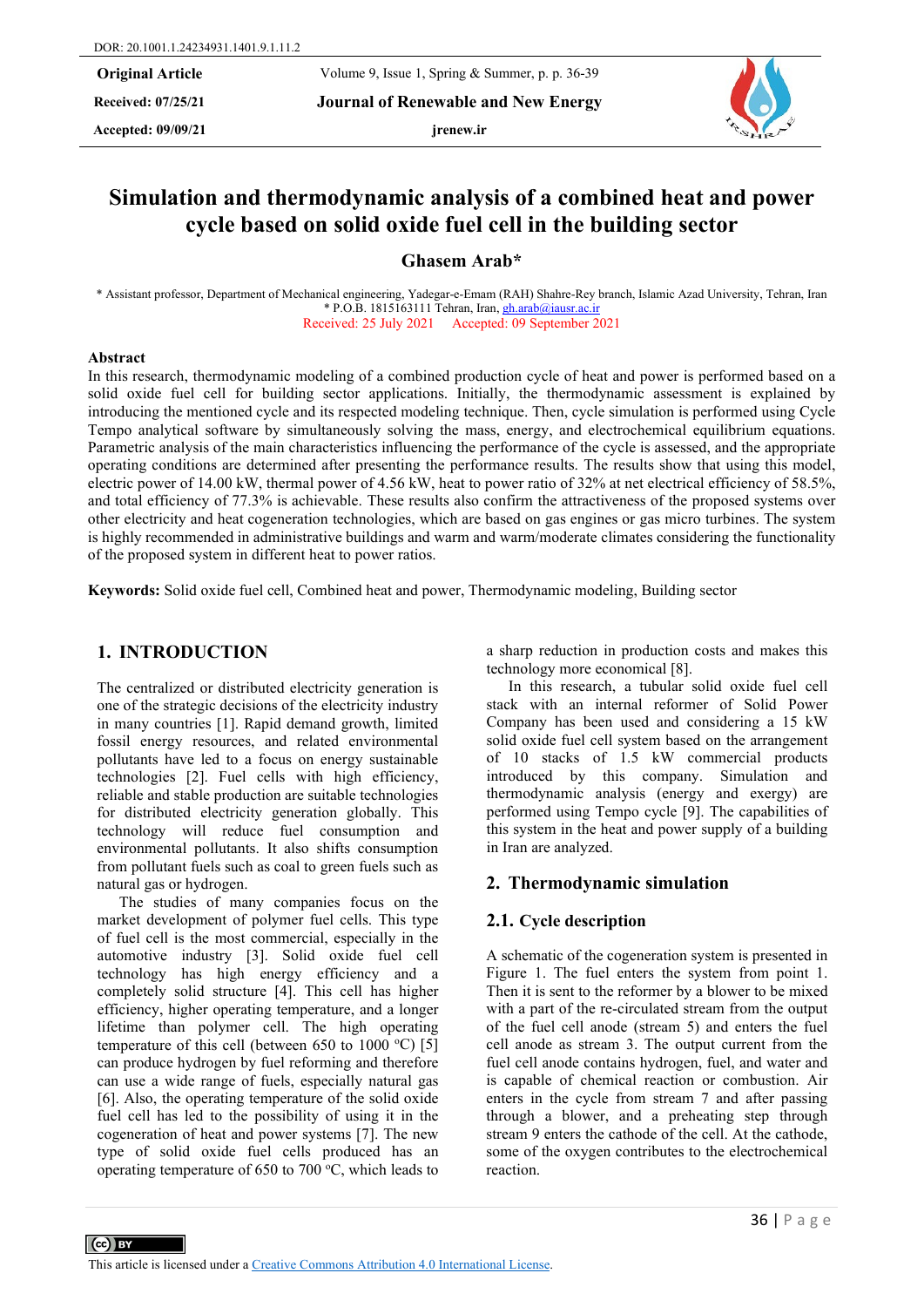DOR: 20.1001.1.24234931.1401.9.1.11.2

**Original Article**

**Received: 07/25/21**

**Accepted: 09/09/21**

# Simulation and thermodynamic analysis of a combined heat and power cycle based on solid oxide fuel cell in the building sector

**Ghasem Arab***

\* Assistant professor, Department of Mechanical engineering, Yadegar-e-Emam (RAH) Shahre-Rey branch, Islamic Azad University, Tehran, Iran
\* P.O.B. 1815163111 Tehran, Iran, gh.arab@iausr.ac.ir

Received: 25 July 2021 Accepted: 09 September 2021

## Abstract

In this research, thermodynamic modeling of a combined production cycle of heat and power is performed based on a solid oxide fuel cell for building sector applications. Initially, the thermodynamic assessment is explained by introducing the mentioned cycle and its respected modeling technique. Then, cycle simulation is performed using Cycle Tempo analytical software by simultaneously solving the mass, energy, and electrochemical equilibrium equations. Parametric analysis of the main characteristics influencing the performance of the cycle is assessed, and the appropriate operating conditions are determined after presenting the performance results. The results show that using this model, electric power of 14.00 kW, thermal power of 4.56 kW, heat to power ratio of 32% at net electrical efficiency of 58.5%, and total efficiency of 77.3% is achievable. These results also confirm the attractiveness of the proposed systems over other electricity and heat cogeneration technologies, which are based on gas engines or gas micro turbines. The system is highly recommended in administrative buildings and warm and warm/moderate climates considering the functionality of the proposed system in different heat to power ratios.

**Keywords:** Solid oxide fuel cell, Combined heat and power, Thermodynamic modeling, Building sector

## 1. INTRODUCTION

The centralized or distributed electricity generation is one of the strategic decisions of the electricity industry in many countries [1]. Rapid demand growth, limited fossil energy resources, and related environmental pollutants have led to a focus on energy sustainable technologies [2]. Fuel cells with high efficiency, reliable and stable production are suitable technologies for distributed electricity generation globally. This technology will reduce fuel consumption and environmental pollutants. It also shifts consumption from pollutant fuels such as coal to green fuels such as natural gas or hydrogen.

The studies of many companies focus on the market development of polymer fuel cells. This type of fuel cell is the most commercial, especially in the automotive industry [3]. Solid oxide fuel cell technology has high energy efficiency and a completely solid structure [4]. This cell has higher efficiency, higher operating temperature, and a longer lifetime than polymer cell. The high operating temperature of this cell (between 650 to 1000 °C) [5] can produce hydrogen by fuel reforming and therefore can use a wide range of fuels, especially natural gas [6]. Also, the operating temperature of the solid oxide fuel cell has led to the possibility of using it in the cogeneration of heat and power systems [7]. The new type of solid oxide fuel cells produced has an operating temperature of 650 to 700 °C, which leads to a sharp reduction in production costs and makes this technology more economical [8].

In this research, a tubular solid oxide fuel cell stack with an internal reformer of Solid Power Company has been used and considering a 15 kW solid oxide fuel cell system based on the arrangement of 10 stacks of 1.5 kW commercial products introduced by this company. Simulation and thermodynamic analysis (energy and exergy) are performed using Tempo cycle [9]. The capabilities of this system in the heat and power supply of a building in Iran are analyzed.

## 2. Thermodynamic simulation

### 2.1. Cycle description

A schematic of the cogeneration system is presented in Figure 1. The fuel enters the system from point 1. Then it is sent to the reformer by a blower to be mixed with a part of the re-circulated stream from the output of the fuel cell anode (stream 5) and enters the fuel cell anode as stream 3. The output current from the fuel cell anode contains hydrogen, fuel, and water and is capable of chemical reaction or combustion. Air enters in the cycle from stream 7 and after passing through a blower, and a preheating step through stream 9 enters the cathode of the cell. At the cathode, some of the oxygen contributes to the electrochemical reaction.

This article is licensed under a Creative Commons Attribution 4.0 International License.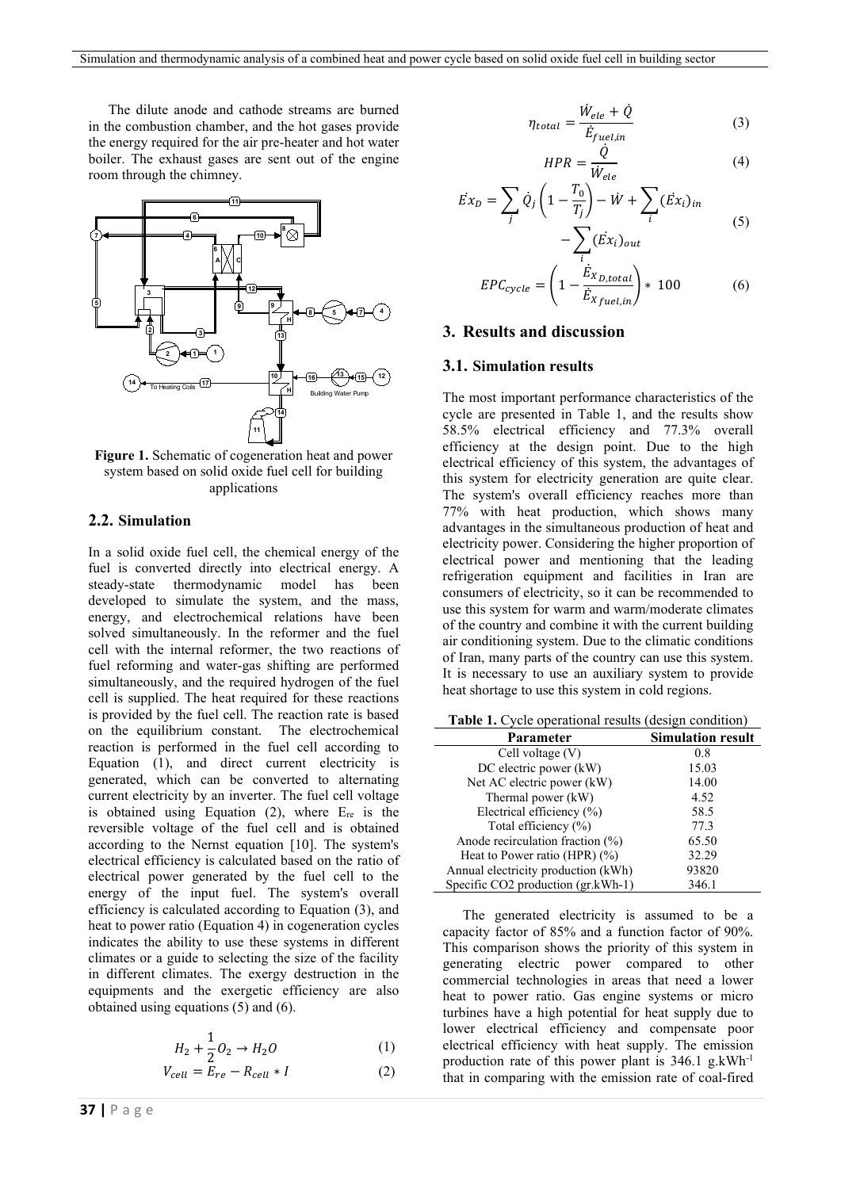The dilute anode and cathode streams are burned in the combustion chamber, and the hot gases provide the energy required for the air pre-heater and hot water boiler. The exhaust gases are sent out of the engine room through the chimney.

**Figure 1.** Schematic of cogeneration heat and power system based on solid oxide fuel cell for building applications

## 2.2. Simulation

In a solid oxide fuel cell, the chemical energy of the fuel is converted directly into electrical energy. A steady-state thermodynamic model has been developed to simulate the system, and the mass, energy, and electrochemical relations have been solved simultaneously. In the reformer and the fuel cell with the internal reformer, the two reactions of fuel reforming and water-gas shifting are performed simultaneously, and the required hydrogen of the fuel cell is supplied. The heat required for these reactions is provided by the fuel cell. The reaction rate is based on the equilibrium constant. The electrochemical reaction is performed in the fuel cell according to Equation (1), and direct current electricity is generated, which can be converted to alternating current electricity by an inverter. The fuel cell voltage is obtained using Equation (2), where $E_{re}$ is the reversible voltage of the fuel cell and is obtained according to the Nernst equation [10]. The system's electrical efficiency is calculated based on the ratio of electrical power generated by the fuel cell to the energy of the input fuel. The system's overall efficiency is calculated according to Equation (3), and heat to power ratio (Equation 4) in cogeneration cycles indicates the ability to use these systems in different climates or a guide to selecting the size of the facility in different climates. The exergy destruction in the equipments and the exergetic efficiency are also obtained using equations (5) and (6).

$$H_2 + \frac{1}{2}O_2 \rightarrow H_2O \quad (1)$$

$$V_{cell} = E_{re} - R_{cell} * I \quad (2)$$

$$\eta_{total} = \frac{\dot{W}_{ele} + \dot{Q}}{\dot{E}_{fuel,in}} \quad (3)$$

$$HPR = \frac{\dot{Q}}{\dot{W}_{ele}} \quad (4)$$

$$\dot{Ex}_D = \sum_j \dot{Q}_j \left(1 - \frac{T_0}{T_j}\right) - \dot{W} + \sum_i (\dot{Ex}_i)_{in} - \sum_i (\dot{Ex}_i)_{out} \quad (5)$$

$$EPC_{cycle} = \left(1 - \frac{\dot{E}_{X_{D,total}}}{\dot{E}_{X_{fuel,in}}}\right) * 100 \quad (6)$$

# 3. Results and discussion

## 3.1. Simulation results

The most important performance characteristics of the cycle are presented in Table 1, and the results show 58.5% electrical efficiency and 77.3% overall efficiency at the design point. Due to the high electrical efficiency of this system, the advantages of this system for electricity generation are quite clear. The system's overall efficiency reaches more than 77% with heat production, which shows many advantages in the simultaneous production of heat and electricity power. Considering the higher proportion of electrical power and mentioning that the leading refrigeration equipment and facilities in Iran are consumers of electricity, so it can be recommended to use this system for warm and warm/moderate climates of the country and combine it with the current building air conditioning system. Due to the climatic conditions of Iran, many parts of the country can use this system. It is necessary to use an auxiliary system to provide heat shortage to use this system in cold regions.

**Table 1.** Cycle operational results (design condition)

| Parameter | Simulation result |
|---|---|
| Cell voltage (V) | 0.8 |
| DC electric power (kW) | 15.03 |
| Net AC electric power (kW) | 14.00 |
| Thermal power (kW) | 4.52 |
| Electrical efficiency (%) | 58.5 |
| Total efficiency (%) | 77.3 |
| Anode recirculation fraction (%) | 65.50 |
| Heat to Power ratio (HPR) (%) | 32.29 |
| Annual electricity production (kWh) | 93820 |
| Specific CO2 production (gr.kWh-1) | 346.1 |

The generated electricity is assumed to be a capacity factor of 85% and a function factor of 90%. This comparison shows the priority of this system in generating electric power compared to other commercial technologies in areas that need a lower heat to power ratio. Gas engine systems or micro turbines have a high potential for heat supply due to lower electrical efficiency and compensate poor electrical efficiency with heat supply. The emission production rate of this power plant is 346.1 g.kWh$^{-1}$ that in comparing with the emission rate of coal-fired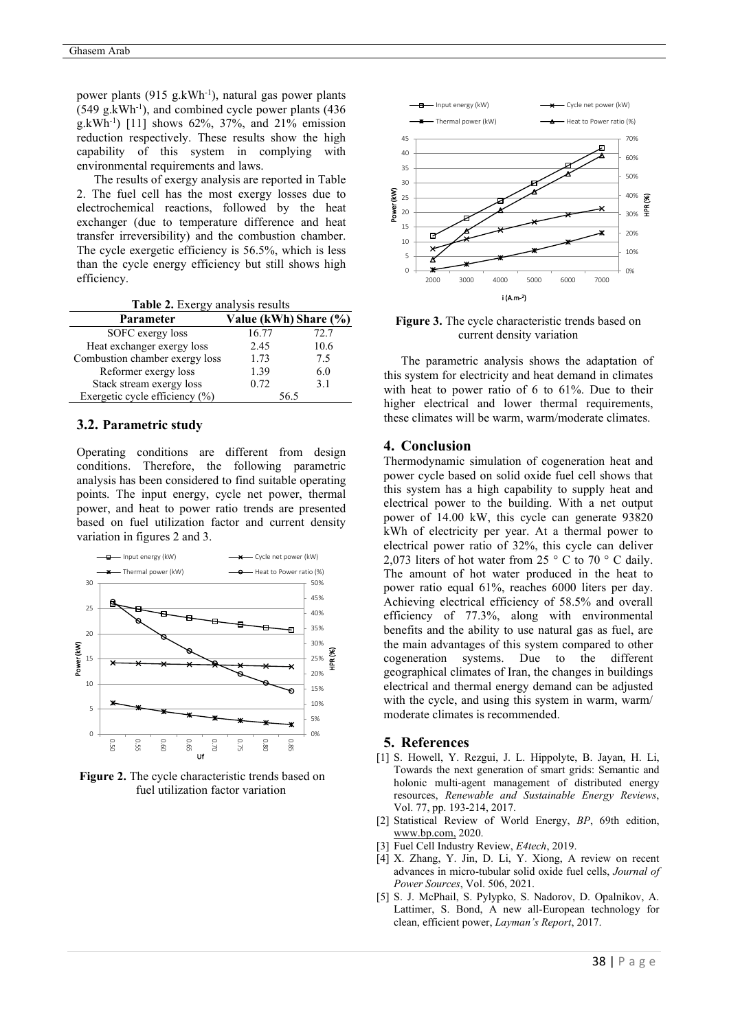power plants (915 g.kWh$^{-1}$), natural gas power plants (549 g.kWh$^{-1}$), and combined cycle power plants (436 g.kWh$^{-1}$) [11] shows 62%, 37%, and 21% emission reduction respectively. These results show the high capability of this system in complying with environmental requirements and laws.

The results of exergy analysis are reported in Table 2. The fuel cell has the most exergy losses due to electrochemical reactions, followed by the heat exchanger (due to temperature difference and heat transfer irreversibility) and the combustion chamber. The cycle exergetic efficiency is 56.5%, which is less than the cycle energy efficiency but still shows high efficiency.

**Table 2.** Exergy analysis results

| Parameter | Value (kWh) | Share (%) |
|---|---|---|
| SOFC exergy loss | 16.77 | 72.7 |
| Heat exchanger exergy loss | 2.45 | 10.6 |
| Combustion chamber exergy loss | 1.73 | 7.5 |
| Reformer exergy loss | 1.39 | 6.0 |
| Stack stream exergy loss | 0.72 | 3.1 |
| Exergetic cycle efficiency (%) | 56.5 | |

## 3.2. Parametric study

Operating conditions are different from design conditions. Therefore, the following parametric analysis has been considered to find suitable operating points. The input energy, cycle net power, thermal power, and heat to power ratio trends are presented based on fuel utilization factor and current density variation in figures 2 and 3.

**Figure 2.** The cycle characteristic trends based on fuel utilization factor variation

**Figure 3.** The cycle characteristic trends based on current density variation

The parametric analysis shows the adaptation of this system for electricity and heat demand in climates with heat to power ratio of 6 to 61%. Due to their higher electrical and lower thermal requirements, these climates will be warm, warm/moderate climates.

## 4. Conclusion

Thermodynamic simulation of cogeneration heat and power cycle based on solid oxide fuel cell shows that this system has a high capability to supply heat and electrical power to the building. With a net output power of 14.00 kW, this cycle can generate 93820 kWh of electricity per year. At a thermal power to electrical power ratio of 32%, this cycle can deliver 2,073 liters of hot water from 25 ° C to 70 ° C daily. The amount of hot water produced in the heat to power ratio equal 61%, reaches 6000 liters per day. Achieving electrical efficiency of 58.5% and overall efficiency of 77.3%, along with environmental benefits and the ability to use natural gas as fuel, are the main advantages of this system compared to other cogeneration systems. Due to the different geographical climates of Iran, the changes in buildings electrical and thermal energy demand can be adjusted with the cycle, and using this system in warm, warm/ moderate climates is recommended.

## 5. References

[1] S. Howell, Y. Rezgui, J. L. Hippolyte, B. Jayan, H. Li, Towards the next generation of smart grids: Semantic and holonic multi-agent management of distributed energy resources, *Renewable and Sustainable Energy Reviews*, Vol. 77, pp. 193-214, 2017.

[2] Statistical Review of World Energy, *BP*, 69th edition, www.bp.com, 2020.

[3] Fuel Cell Industry Review, *E4tech*, 2019.

[4] X. Zhang, Y. Jin, D. Li, Y. Xiong, A review on recent advances in micro-tubular solid oxide fuel cells, *Journal of Power Sources*, Vol. 506, 2021.

[5] S. J. McPhail, S. Pylypko, S. Nadorov, D. Opalnikov, A. Lattimer, S. Bond, A new all-European technology for clean, efficient power, *Layman's Report*, 2017.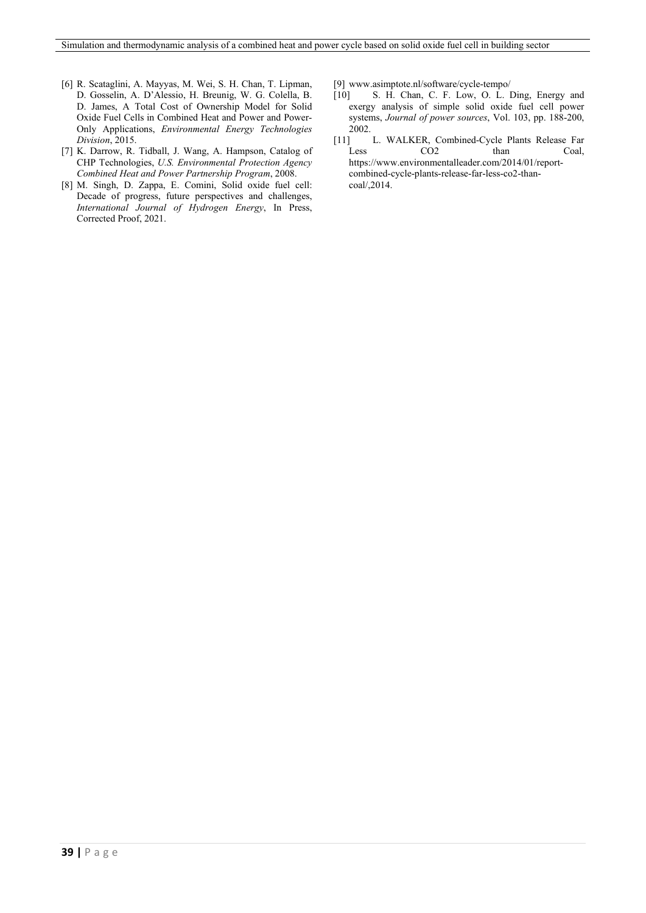[6] R. Scataglini, A. Mayyas, M. Wei, S. H. Chan, T. Lipman, D. Gosselin, A. D'Alessio, H. Breunig, W. G. Colella, B. D. James, A Total Cost of Ownership Model for Solid Oxide Fuel Cells in Combined Heat and Power and Power-Only Applications, *Environmental Energy Technologies Division*, 2015.

[7] K. Darrow, R. Tidball, J. Wang, A. Hampson, Catalog of CHP Technologies, *U.S. Environmental Protection Agency Combined Heat and Power Partnership Program*, 2008.

[8] M. Singh, D. Zappa, E. Comini, Solid oxide fuel cell: Decade of progress, future perspectives and challenges, *International Journal of Hydrogen Energy*, In Press, Corrected Proof, 2021.

[9] www.asimptote.nl/software/cycle-tempo/

[10] S. H. Chan, C. F. Low, O. L. Ding, Energy and exergy analysis of simple solid oxide fuel cell power systems, *Journal of power sources*, Vol. 103, pp. 188-200, 2002.

[11] L. WALKER, Combined-Cycle Plants Release Far Less CO2 than Coal, https://www.environmentalleader.com/2014/01/report-combined-cycle-plants-release-far-less-co2-than-coal/,2014.